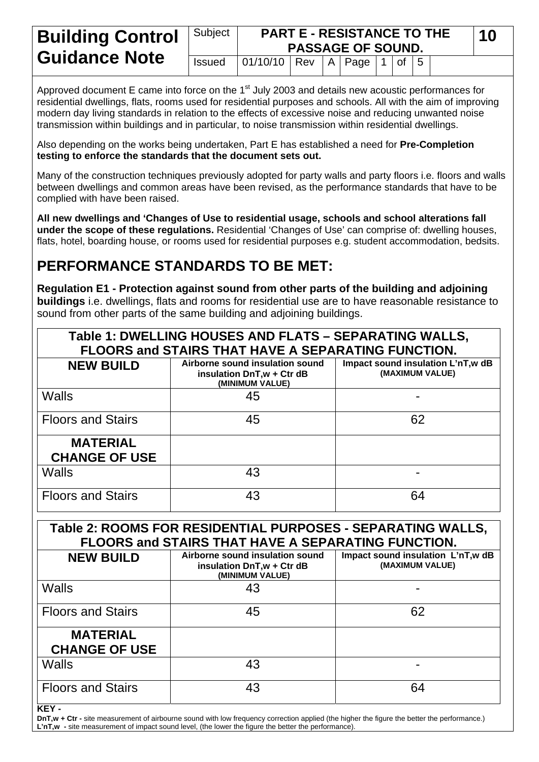# Building Control Guidance Note

| Subject | PART E - RESISTANCE TO THE PASSAGE OF SOUND. | | | | | | | 10 |
|---|---|---|---|---|---|---|---|---|
| Issued | 01/10/10 | Rev | A | Page | 1 | of | 5 | |

Approved document E came into force on the 1st July 2003 and details new acoustic performances for residential dwellings, flats, rooms used for residential purposes and schools. All with the aim of improving modern day living standards in relation to the effects of excessive noise and reducing unwanted noise transmission within buildings and in particular, to noise transmission within residential dwellings.

Also depending on the works being undertaken, Part E has established a need for **Pre-Completion testing to enforce the standards that the document sets out.**

Many of the construction techniques previously adopted for party walls and party floors i.e. floors and walls between dwellings and common areas have been revised, as the performance standards that have to be complied with have been raised.

**All new dwellings and 'Changes of Use to residential usage, schools and school alterations fall under the scope of these regulations.** Residential 'Changes of Use' can comprise of: dwelling houses, flats, hotel, boarding house, or rooms used for residential purposes e.g. student accommodation, bedsits.

## PERFORMANCE STANDARDS TO BE MET:

**Regulation E1 - Protection against sound from other parts of the building and adjoining buildings** i.e. dwellings, flats and rooms for residential use are to have reasonable resistance to sound from other parts of the same building and adjoining buildings.

**Table 1: DWELLING HOUSES AND FLATS – SEPARATING WALLS, FLOORS and STAIRS THAT HAVE A SEPARATING FUNCTION.**

| NEW BUILD | Airborne sound insulation sound insulation DnT,w + Ctr dB (MINIMUM VALUE) | Impact sound insulation L'nT,w dB (MAXIMUM VALUE) |
|---|---|---|
| Walls | 45 | - |
| Floors and Stairs | 45 | 62 |
| **MATERIAL CHANGE OF USE** | | |
| Walls | 43 | - |
| Floors and Stairs | 43 | 64 |

**Table 2: ROOMS FOR RESIDENTIAL PURPOSES - SEPARATING WALLS, FLOORS and STAIRS THAT HAVE A SEPARATING FUNCTION.**

| NEW BUILD | Airborne sound insulation sound insulation DnT,w + Ctr dB (MINIMUM VALUE) | Impact sound insulation L'nT,w dB (MAXIMUM VALUE) |
|---|---|---|
| Walls | 43 | - |
| Floors and Stairs | 45 | 62 |
| **MATERIAL CHANGE OF USE** | | |
| Walls | 43 | - |
| Floors and Stairs | 43 | 64 |

**KEY -**

**DnT,w + Ctr -** site measurement of airbourne sound with low frequency correction applied (the higher the figure the better the performance.)
**L'nT,w -** site measurement of impact sound level, (the lower the figure the better the performance).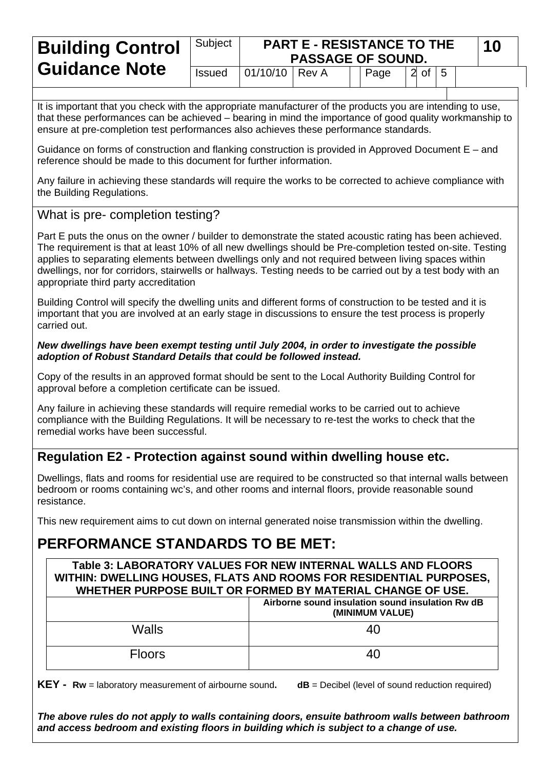It is important that you check with the appropriate manufacturer of the products you are intending to use, that these performances can be achieved – bearing in mind the importance of good quality workmanship to ensure at pre-completion test performances also achieves these performance standards.

Guidance on forms of construction and flanking construction is provided in Approved Document E – and reference should be made to this document for further information.

Any failure in achieving these standards will require the works to be corrected to achieve compliance with the Building Regulations.

## What is pre- completion testing?

Part E puts the onus on the owner / builder to demonstrate the stated acoustic rating has been achieved. The requirement is that at least 10% of all new dwellings should be Pre-completion tested on-site. Testing applies to separating elements between dwellings only and not required between living spaces within dwellings, nor for corridors, stairwells or hallways. Testing needs to be carried out by a test body with an appropriate third party accreditation

Building Control will specify the dwelling units and different forms of construction to be tested and it is important that you are involved at an early stage in discussions to ensure the test process is properly carried out.

***New dwellings have been exempt testing until July 2004, in order to investigate the possible adoption of Robust Standard Details that could be followed instead.***

Copy of the results in an approved format should be sent to the Local Authority Building Control for approval before a completion certificate can be issued.

Any failure in achieving these standards will require remedial works to be carried out to achieve compliance with the Building Regulations. It will be necessary to re-test the works to check that the remedial works have been successful.

## Regulation E2 - Protection against sound within dwelling house etc.

Dwellings, flats and rooms for residential use are required to be constructed so that internal walls between bedroom or rooms containing wc's, and other rooms and internal floors, provide reasonable sound resistance.

This new requirement aims to cut down on internal generated noise transmission within the dwelling.

# PERFORMANCE STANDARDS TO BE MET:

**Table 3: LABORATORY VALUES FOR NEW INTERNAL WALLS AND FLOORS WITHIN: DWELLING HOUSES, FLATS AND ROOMS FOR RESIDENTIAL PURPOSES, WHETHER PURPOSE BUILT OR FORMED BY MATERIAL CHANGE OF USE.**

| | Airborne sound insulation sound insulation Rw dB (MINIMUM VALUE) |
|---|---|
| Walls | 40 |
| Floors | 40 |

**KEY - Rw** = laboratory measurement of airbourne sound**.** **dB** = Decibel (level of sound reduction required)

***The above rules do not apply to walls containing doors, ensuite bathroom walls between bathroom and access bedroom and existing floors in building which is subject to a change of use.***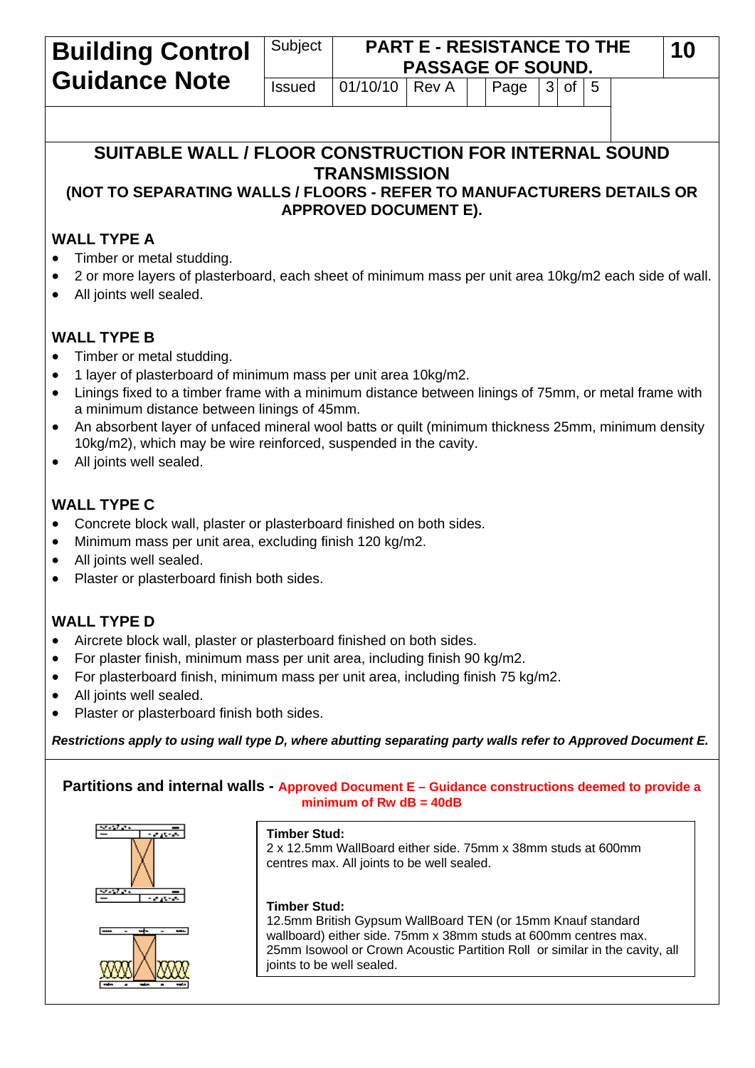# Building Control Guidance Note

| Subject | PART E - RESISTANCE TO THE PASSAGE OF SOUND. | 10 |
|---|---|---|
| Issued | 01/10/10 Rev A | |

## SUITABLE WALL / FLOOR CONSTRUCTION FOR INTERNAL SOUND TRANSMISSION

**(NOT TO SEPARATING WALLS / FLOORS - REFER TO MANUFACTURERS DETAILS OR APPROVED DOCUMENT E).**

### WALL TYPE A

- Timber or metal studding.
- 2 or more layers of plasterboard, each sheet of minimum mass per unit area 10kg/m2 each side of wall.
- All joints well sealed.

### WALL TYPE B

- Timber or metal studding.
- 1 layer of plasterboard of minimum mass per unit area 10kg/m2.
- Linings fixed to a timber frame with a minimum distance between linings of 75mm, or metal frame with a minimum distance between linings of 45mm.
- An absorbent layer of unfaced mineral wool batts or quilt (minimum thickness 25mm, minimum density 10kg/m2), which may be wire reinforced, suspended in the cavity.
- All joints well sealed.

### WALL TYPE C

- Concrete block wall, plaster or plasterboard finished on both sides.
- Minimum mass per unit area, excluding finish 120 kg/m2.
- All joints well sealed.
- Plaster or plasterboard finish both sides.

### WALL TYPE D

- Aircrete block wall, plaster or plasterboard finished on both sides.
- For plaster finish, minimum mass per unit area, including finish 90 kg/m2.
- For plasterboard finish, minimum mass per unit area, including finish 75 kg/m2.
- All joints well sealed.
- Plaster or plasterboard finish both sides.

***Restrictions apply to using wall type D, where abutting separating party walls refer to Approved Document E.***

**Partitions and internal walls - Approved Document E – Guidance constructions deemed to provide a minimum of Rw dB = 40dB**

**Timber Stud:**
2 x 12.5mm WallBoard either side. 75mm x 38mm studs at 600mm centres max. All joints to be well sealed.

**Timber Stud:**
12.5mm British Gypsum WallBoard TEN (or 15mm Knauf standard wallboard) either side. 75mm x 38mm studs at 600mm centres max. 25mm Isowool or Crown Acoustic Partition Roll or similar in the cavity, all joints to be well sealed.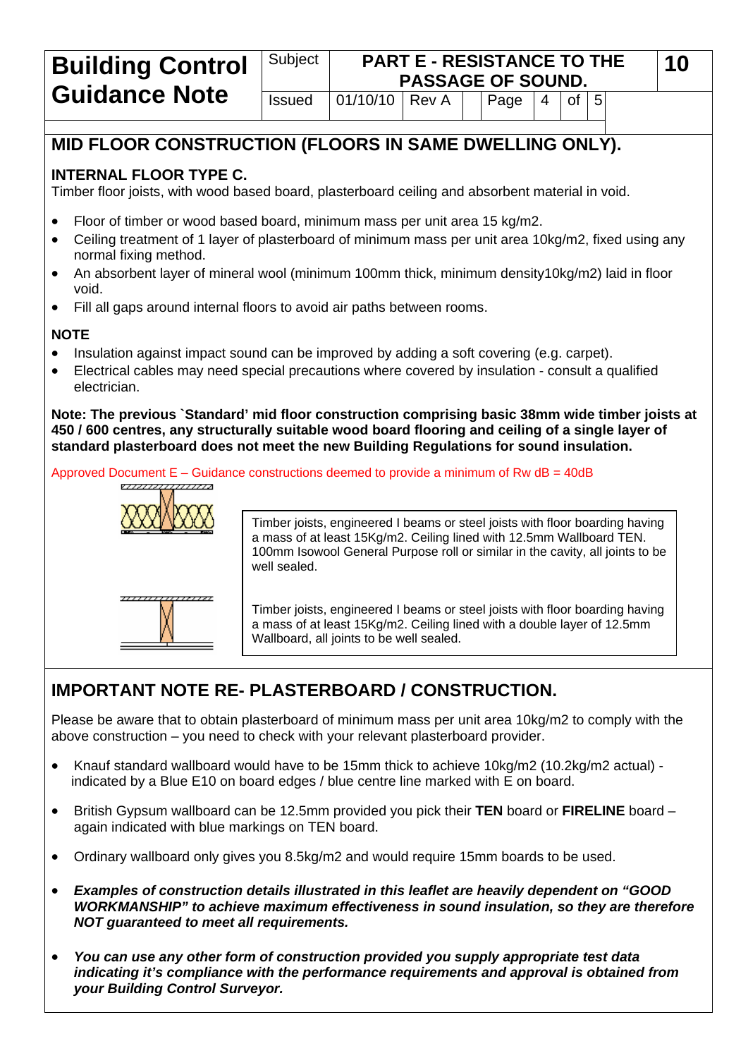## MID FLOOR CONSTRUCTION (FLOORS IN SAME DWELLING ONLY).

### INTERNAL FLOOR TYPE C.

Timber floor joists, with wood based board, plasterboard ceiling and absorbent material in void.

- Floor of timber or wood based board, minimum mass per unit area 15 kg/m2.
- Ceiling treatment of 1 layer of plasterboard of minimum mass per unit area 10kg/m2, fixed using any normal fixing method.
- An absorbent layer of mineral wool (minimum 100mm thick, minimum density10kg/m2) laid in floor void.
- Fill all gaps around internal floors to avoid air paths between rooms.

### NOTE

- Insulation against impact sound can be improved by adding a soft covering (e.g. carpet).
- Electrical cables may need special precautions where covered by insulation - consult a qualified electrician.

**Note: The previous `Standard' mid floor construction comprising basic 38mm wide timber joists at 450 / 600 centres, any structurally suitable wood board flooring and ceiling of a single layer of standard plasterboard does not meet the new Building Regulations for sound insulation.**

Approved Document E – Guidance constructions deemed to provide a minimum of Rw dB = 40dB

Timber joists, engineered I beams or steel joists with floor boarding having a mass of at least 15Kg/m2. Ceiling lined with 12.5mm Wallboard TEN. 100mm Isowool General Purpose roll or similar in the cavity, all joints to be well sealed.

Timber joists, engineered I beams or steel joists with floor boarding having a mass of at least 15Kg/m2. Ceiling lined with a double layer of 12.5mm Wallboard, all joints to be well sealed.

## IMPORTANT NOTE RE- PLASTERBOARD / CONSTRUCTION.

Please be aware that to obtain plasterboard of minimum mass per unit area 10kg/m2 to comply with the above construction – you need to check with your relevant plasterboard provider.

- Knauf standard wallboard would have to be 15mm thick to achieve 10kg/m2 (10.2kg/m2 actual) - indicated by a Blue E10 on board edges / blue centre line marked with E on board.
- British Gypsum wallboard can be 12.5mm provided you pick their **TEN** board or **FIRELINE** board – again indicated with blue markings on TEN board.
- Ordinary wallboard only gives you 8.5kg/m2 and would require 15mm boards to be used.
- ***Examples of construction details illustrated in this leaflet are heavily dependent on "GOOD WORKMANSHIP" to achieve maximum effectiveness in sound insulation, so they are therefore NOT guaranteed to meet all requirements.***
- ***You can use any other form of construction provided you supply appropriate test data indicating it's compliance with the performance requirements and approval is obtained from your Building Control Surveyor.***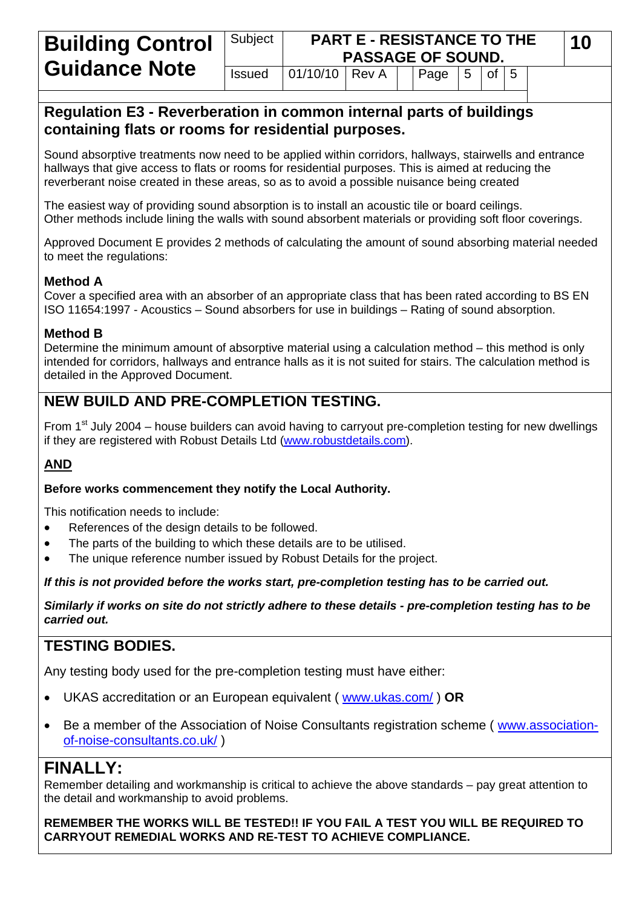## Regulation E3 - Reverberation in common internal parts of buildings containing flats or rooms for residential purposes.

Sound absorptive treatments now need to be applied within corridors, hallways, stairwells and entrance hallways that give access to flats or rooms for residential purposes. This is aimed at reducing the reverberant noise created in these areas, so as to avoid a possible nuisance being created

The easiest way of providing sound absorption is to install an acoustic tile or board ceilings.
Other methods include lining the walls with sound absorbent materials or providing soft floor coverings.

Approved Document E provides 2 methods of calculating the amount of sound absorbing material needed to meet the regulations:

**Method A**
Cover a specified area with an absorber of an appropriate class that has been rated according to BS EN ISO 11654:1997 - Acoustics – Sound absorbers for use in buildings – Rating of sound absorption.

**Method B**
Determine the minimum amount of absorptive material using a calculation method – this method is only intended for corridors, hallways and entrance halls as it is not suited for stairs. The calculation method is detailed in the Approved Document.

## NEW BUILD AND PRE-COMPLETION TESTING.

From 1st July 2004 – house builders can avoid having to carryout pre-completion testing for new dwellings if they are registered with Robust Details Ltd (www.robustdetails.com).

**AND**

**Before works commencement they notify the Local Authority.**

This notification needs to include:

- References of the design details to be followed.
- The parts of the building to which these details are to be utilised.
- The unique reference number issued by Robust Details for the project.

***If this is not provided before the works start, pre-completion testing has to be carried out.***

***Similarly if works on site do not strictly adhere to these details - pre-completion testing has to be carried out.***

## TESTING BODIES.

Any testing body used for the pre-completion testing must have either:

- UKAS accreditation or an European equivalent ( www.ukas.com/ ) **OR**
- Be a member of the Association of Noise Consultants registration scheme ( www.association-of-noise-consultants.co.uk/ )

## FINALLY:

Remember detailing and workmanship is critical to achieve the above standards – pay great attention to the detail and workmanship to avoid problems.

**REMEMBER THE WORKS WILL BE TESTED!! IF YOU FAIL A TEST YOU WILL BE REQUIRED TO CARRYOUT REMEDIAL WORKS AND RE-TEST TO ACHIEVE COMPLIANCE.**